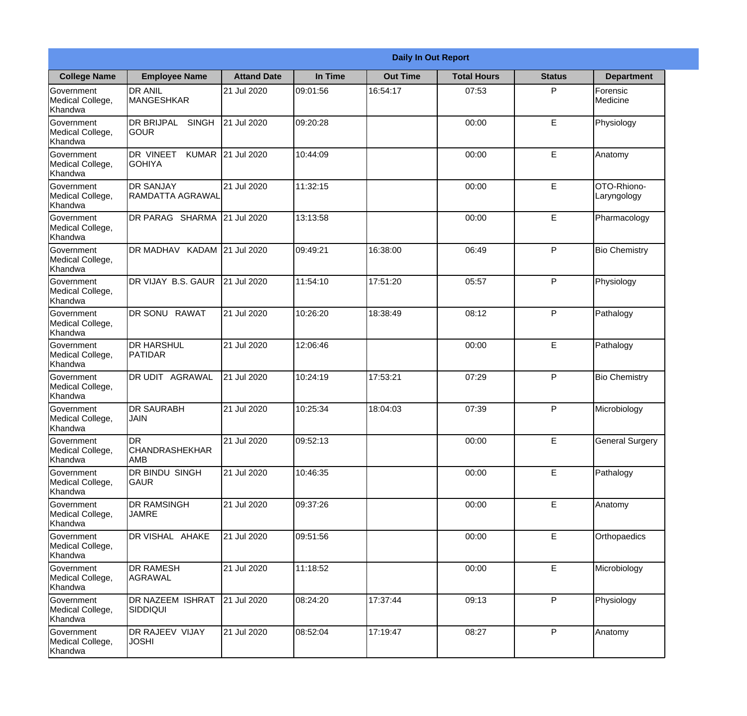# Daily In Out Report

| College Name | Employee Name | Attand Date | In Time | Out Time | Total Hours | Status | Department |
|---|---|---|---|---|---|---|---|
| Government Medical College, Khandwa | DR ANIL MANGESHKAR | 21 Jul 2020 | 09:01:56 | 16:54:17 | 07:53 | P | Forensic Medicine |
| Government Medical College, Khandwa | DR BRIJPAL SINGH GOUR | 21 Jul 2020 | 09:20:28 | | 00:00 | E | Physiology |
| Government Medical College, Khandwa | DR VINEET KUMAR GOHIYA | 21 Jul 2020 | 10:44:09 | | 00:00 | E | Anatomy |
| Government Medical College, Khandwa | DR SANJAY RAMDATTA AGRAWAL | 21 Jul 2020 | 11:32:15 | | 00:00 | E | OTO-Rhiono-Laryngology |
| Government Medical College, Khandwa | DR PARAG SHARMA | 21 Jul 2020 | 13:13:58 | | 00:00 | E | Pharmacology |
| Government Medical College, Khandwa | DR MADHAV KADAM | 21 Jul 2020 | 09:49:21 | 16:38:00 | 06:49 | P | Bio Chemistry |
| Government Medical College, Khandwa | DR VIJAY B.S. GAUR | 21 Jul 2020 | 11:54:10 | 17:51:20 | 05:57 | P | Physiology |
| Government Medical College, Khandwa | DR SONU RAWAT | 21 Jul 2020 | 10:26:20 | 18:38:49 | 08:12 | P | Pathalogy |
| Government Medical College, Khandwa | DR HARSHUL PATIDAR | 21 Jul 2020 | 12:06:46 | | 00:00 | E | Pathalogy |
| Government Medical College, Khandwa | DR UDIT AGRAWAL | 21 Jul 2020 | 10:24:19 | 17:53:21 | 07:29 | P | Bio Chemistry |
| Government Medical College, Khandwa | DR SAURABH JAIN | 21 Jul 2020 | 10:25:34 | 18:04:03 | 07:39 | P | Microbiology |
| Government Medical College, Khandwa | DR CHANDRASHEKHAR AMB | 21 Jul 2020 | 09:52:13 | | 00:00 | E | General Surgery |
| Government Medical College, Khandwa | DR BINDU SINGH GAUR | 21 Jul 2020 | 10:46:35 | | 00:00 | E | Pathalogy |
| Government Medical College, Khandwa | DR RAMSINGH JAMRE | 21 Jul 2020 | 09:37:26 | | 00:00 | E | Anatomy |
| Government Medical College, Khandwa | DR VISHAL AHAKE | 21 Jul 2020 | 09:51:56 | | 00:00 | E | Orthopaedics |
| Government Medical College, Khandwa | DR RAMESH AGRAWAL | 21 Jul 2020 | 11:18:52 | | 00:00 | E | Microbiology |
| Government Medical College, Khandwa | DR NAZEEM ISHRAT SIDDIQUI | 21 Jul 2020 | 08:24:20 | 17:37:44 | 09:13 | P | Physiology |
| Government Medical College, Khandwa | DR RAJEEV VIJAY JOSHI | 21 Jul 2020 | 08:52:04 | 17:19:47 | 08:27 | P | Anatomy |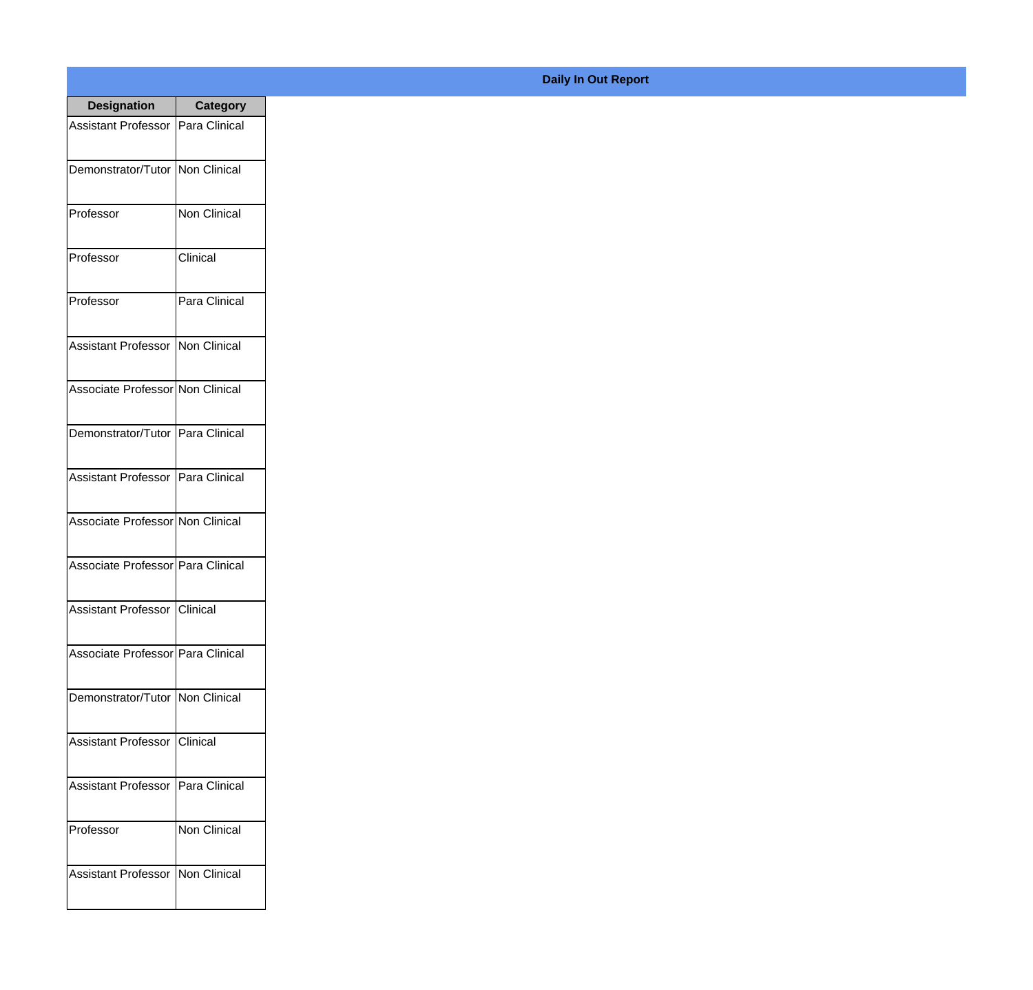**Daily In Out Report**

| Designation | Category |
| --- | --- |
| Assistant Professor | Para Clinical |
| Demonstrator/Tutor | Non Clinical |
| Professor | Non Clinical |
| Professor | Clinical |
| Professor | Para Clinical |
| Assistant Professor | Non Clinical |
| Associate Professor | Non Clinical |
| Demonstrator/Tutor | Para Clinical |
| Assistant Professor | Para Clinical |
| Associate Professor | Non Clinical |
| Associate Professor | Para Clinical |
| Assistant Professor | Clinical |
| Associate Professor | Para Clinical |
| Demonstrator/Tutor | Non Clinical |
| Assistant Professor | Clinical |
| Assistant Professor | Para Clinical |
| Professor | Non Clinical |
| Assistant Professor | Non Clinical |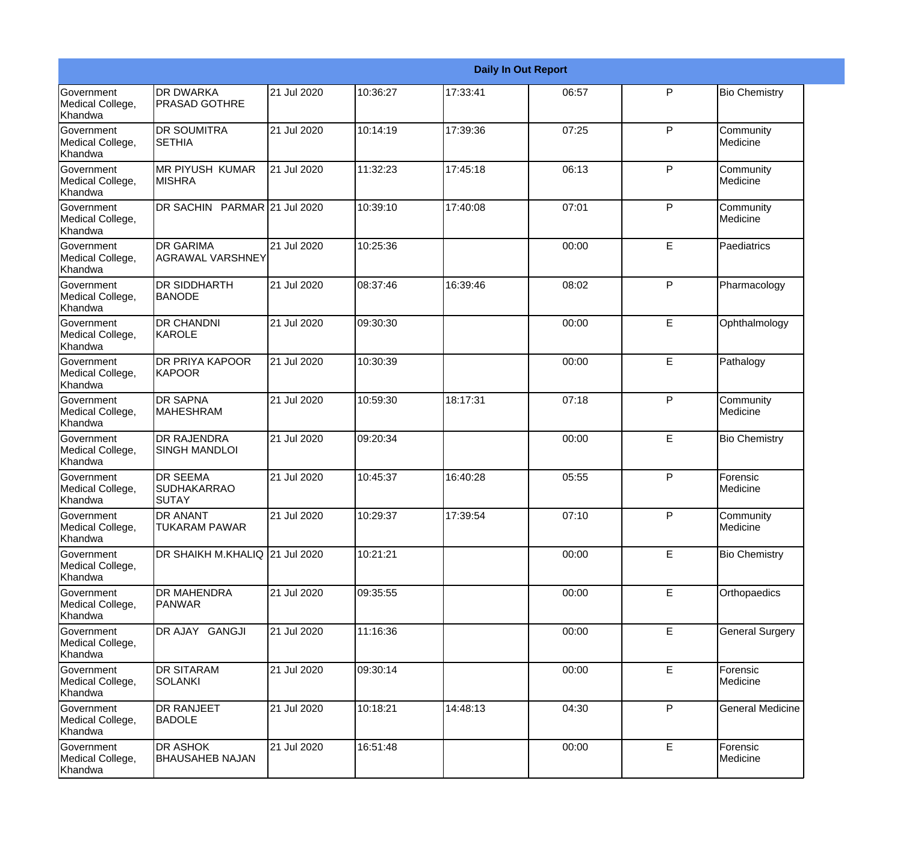| Daily In Out Report | | | | | | | |
|---|---|---|---|---|---|---|---|
| Government Medical College, Khandwa | DR DWARKA PRASAD GOTHRE | 21 Jul 2020 | 10:36:27 | 17:33:41 | 06:57 | P | Bio Chemistry |
| Government Medical College, Khandwa | DR SOUMITRA SETHIA | 21 Jul 2020 | 10:14:19 | 17:39:36 | 07:25 | P | Community Medicine |
| Government Medical College, Khandwa | MR PIYUSH KUMAR MISHRA | 21 Jul 2020 | 11:32:23 | 17:45:18 | 06:13 | P | Community Medicine |
| Government Medical College, Khandwa | DR SACHIN PARMAR | 21 Jul 2020 | 10:39:10 | 17:40:08 | 07:01 | P | Community Medicine |
| Government Medical College, Khandwa | DR GARIMA AGRAWAL VARSHNEY | 21 Jul 2020 | 10:25:36 | | 00:00 | E | Paediatrics |
| Government Medical College, Khandwa | DR SIDDHARTH BANODE | 21 Jul 2020 | 08:37:46 | 16:39:46 | 08:02 | P | Pharmacology |
| Government Medical College, Khandwa | DR CHANDNI KAROLE | 21 Jul 2020 | 09:30:30 | | 00:00 | E | Ophthalmology |
| Government Medical College, Khandwa | DR PRIYA KAPOOR KAPOOR | 21 Jul 2020 | 10:30:39 | | 00:00 | E | Pathalogy |
| Government Medical College, Khandwa | DR SAPNA MAHESHRAM | 21 Jul 2020 | 10:59:30 | 18:17:31 | 07:18 | P | Community Medicine |
| Government Medical College, Khandwa | DR RAJENDRA SINGH MANDLOI | 21 Jul 2020 | 09:20:34 | | 00:00 | E | Bio Chemistry |
| Government Medical College, Khandwa | DR SEEMA SUDHAKARRAO SUTAY | 21 Jul 2020 | 10:45:37 | 16:40:28 | 05:55 | P | Forensic Medicine |
| Government Medical College, Khandwa | DR ANANT TUKARAM PAWAR | 21 Jul 2020 | 10:29:37 | 17:39:54 | 07:10 | P | Community Medicine |
| Government Medical College, Khandwa | DR SHAIKH M.KHALIQ | 21 Jul 2020 | 10:21:21 | | 00:00 | E | Bio Chemistry |
| Government Medical College, Khandwa | DR MAHENDRA PANWAR | 21 Jul 2020 | 09:35:55 | | 00:00 | E | Orthopaedics |
| Government Medical College, Khandwa | DR AJAY GANGJI | 21 Jul 2020 | 11:16:36 | | 00:00 | E | General Surgery |
| Government Medical College, Khandwa | DR SITARAM SOLANKI | 21 Jul 2020 | 09:30:14 | | 00:00 | E | Forensic Medicine |
| Government Medical College, Khandwa | DR RANJEET BADOLE | 21 Jul 2020 | 10:18:21 | 14:48:13 | 04:30 | P | General Medicine |
| Government Medical College, Khandwa | DR ASHOK BHAUSAHEB NAJAN | 21 Jul 2020 | 16:51:48 | | 00:00 | E | Forensic Medicine |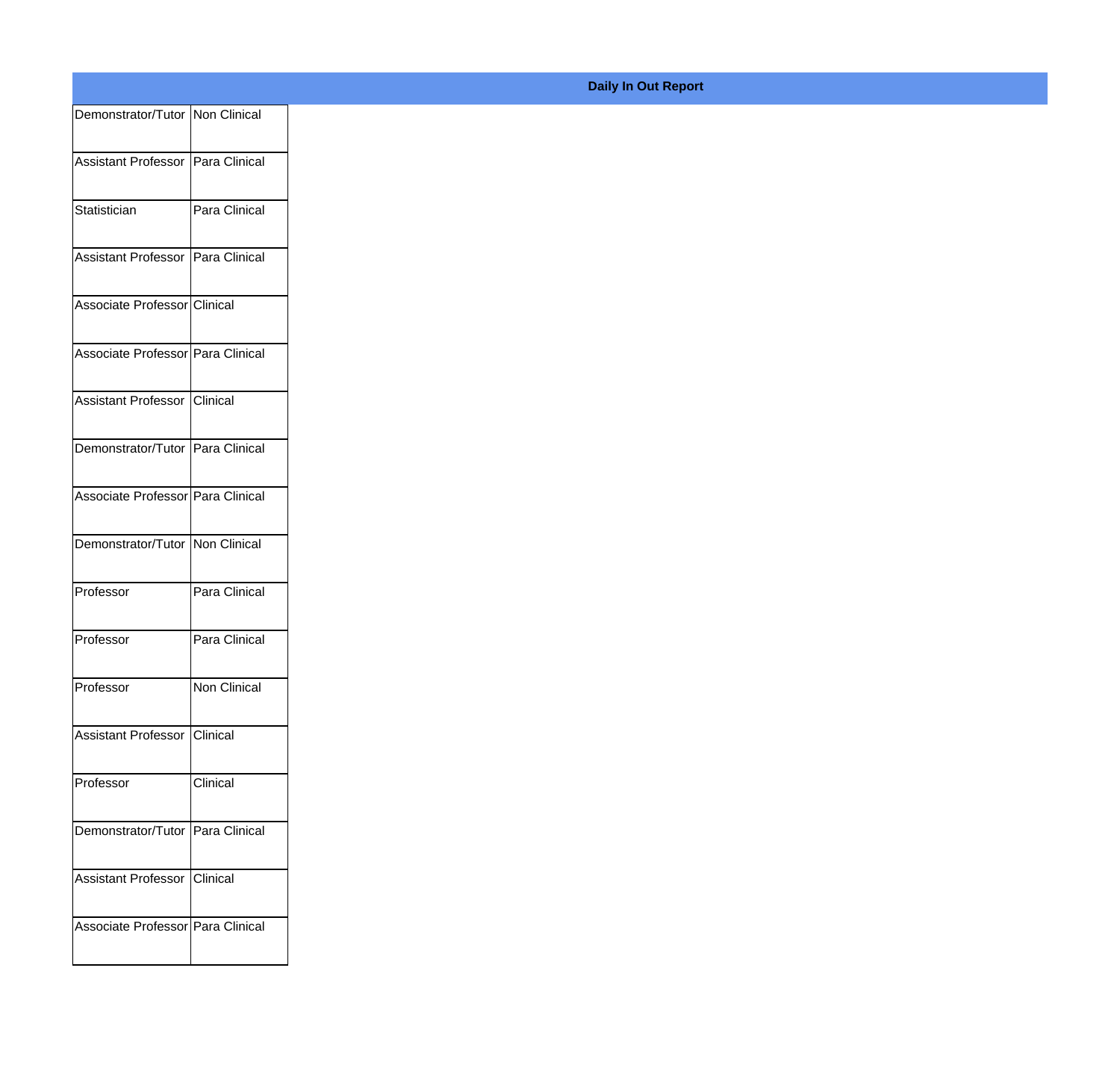**Daily In Out Report**

| | |
|---|---|
| Demonstrator/Tutor | Non Clinical |
| Assistant Professor | Para Clinical |
| Statistician | Para Clinical |
| Assistant Professor | Para Clinical |
| Associate Professor | Clinical |
| Associate Professor | Para Clinical |
| Assistant Professor | Clinical |
| Demonstrator/Tutor | Para Clinical |
| Associate Professor | Para Clinical |
| Demonstrator/Tutor | Non Clinical |
| Professor | Para Clinical |
| Professor | Para Clinical |
| Professor | Non Clinical |
| Assistant Professor | Clinical |
| Professor | Clinical |
| Demonstrator/Tutor | Para Clinical |
| Assistant Professor | Clinical |
| Associate Professor | Para Clinical |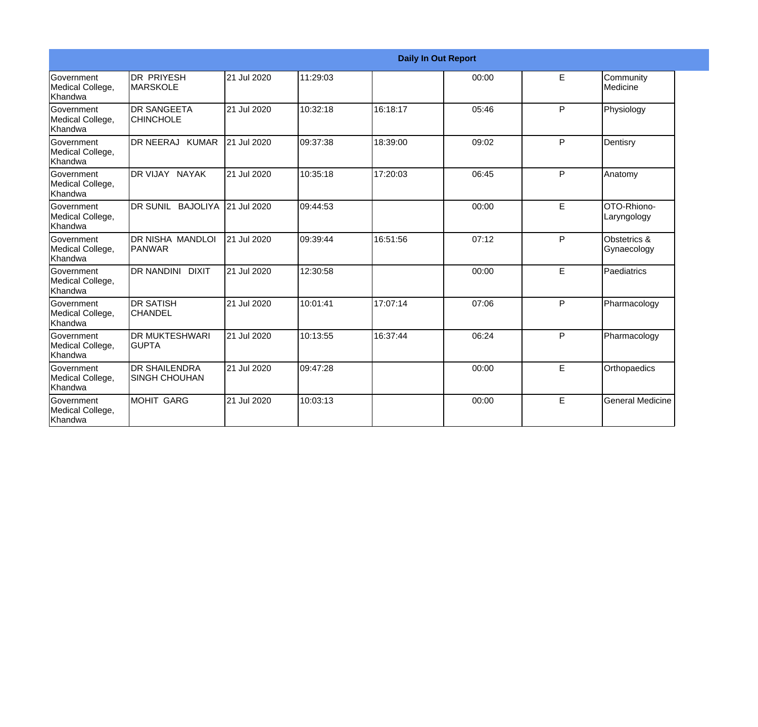| Daily In Out Report | | | | | | | |
|---|---|---|---|---|---|---|---|
| Government Medical College, Khandwa | DR PRIYESH MARSKOLE | 21 Jul 2020 | 11:29:03 | | 00:00 | E | Community Medicine |
| Government Medical College, Khandwa | DR SANGEETA CHINCHOLE | 21 Jul 2020 | 10:32:18 | 16:18:17 | 05:46 | P | Physiology |
| Government Medical College, Khandwa | DR NEERAJ KUMAR | 21 Jul 2020 | 09:37:38 | 18:39:00 | 09:02 | P | Dentisry |
| Government Medical College, Khandwa | DR VIJAY NAYAK | 21 Jul 2020 | 10:35:18 | 17:20:03 | 06:45 | P | Anatomy |
| Government Medical College, Khandwa | DR SUNIL BAJOLIYA | 21 Jul 2020 | 09:44:53 | | 00:00 | E | OTO-Rhiono-Laryngology |
| Government Medical College, Khandwa | DR NISHA MANDLOI PANWAR | 21 Jul 2020 | 09:39:44 | 16:51:56 | 07:12 | P | Obstetrics & Gynaecology |
| Government Medical College, Khandwa | DR NANDINI DIXIT | 21 Jul 2020 | 12:30:58 | | 00:00 | E | Paediatrics |
| Government Medical College, Khandwa | DR SATISH CHANDEL | 21 Jul 2020 | 10:01:41 | 17:07:14 | 07:06 | P | Pharmacology |
| Government Medical College, Khandwa | DR MUKTESHWARI GUPTA | 21 Jul 2020 | 10:13:55 | 16:37:44 | 06:24 | P | Pharmacology |
| Government Medical College, Khandwa | DR SHAILENDRA SINGH CHOUHAN | 21 Jul 2020 | 09:47:28 | | 00:00 | E | Orthopaedics |
| Government Medical College, Khandwa | MOHIT GARG | 21 Jul 2020 | 10:03:13 | | 00:00 | E | General Medicine |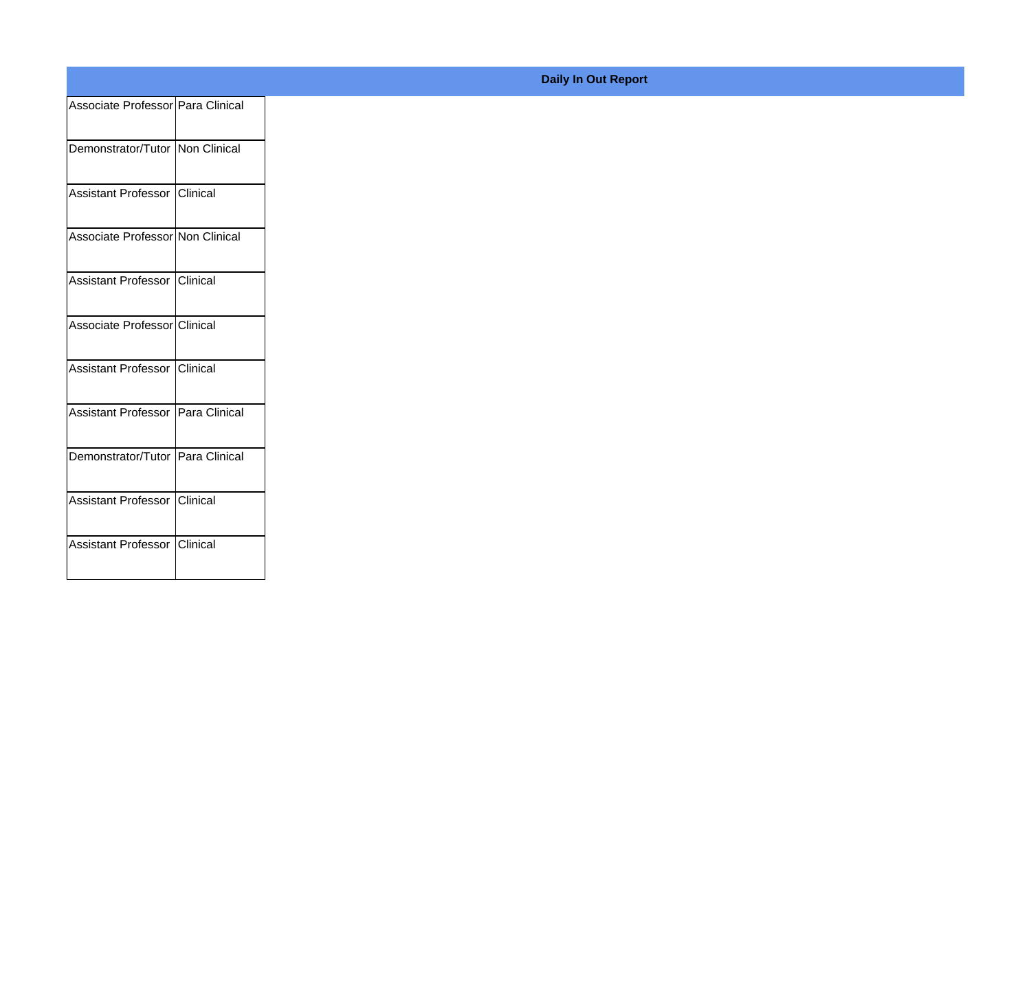**Daily In Out Report**

| | |
|---|---|
| Associate Professor | Para Clinical |
| Demonstrator/Tutor | Non Clinical |
| Assistant Professor | Clinical |
| Associate Professor | Non Clinical |
| Assistant Professor | Clinical |
| Associate Professor | Clinical |
| Assistant Professor | Clinical |
| Assistant Professor | Para Clinical |
| Demonstrator/Tutor | Para Clinical |
| Assistant Professor | Clinical |
| Assistant Professor | Clinical |